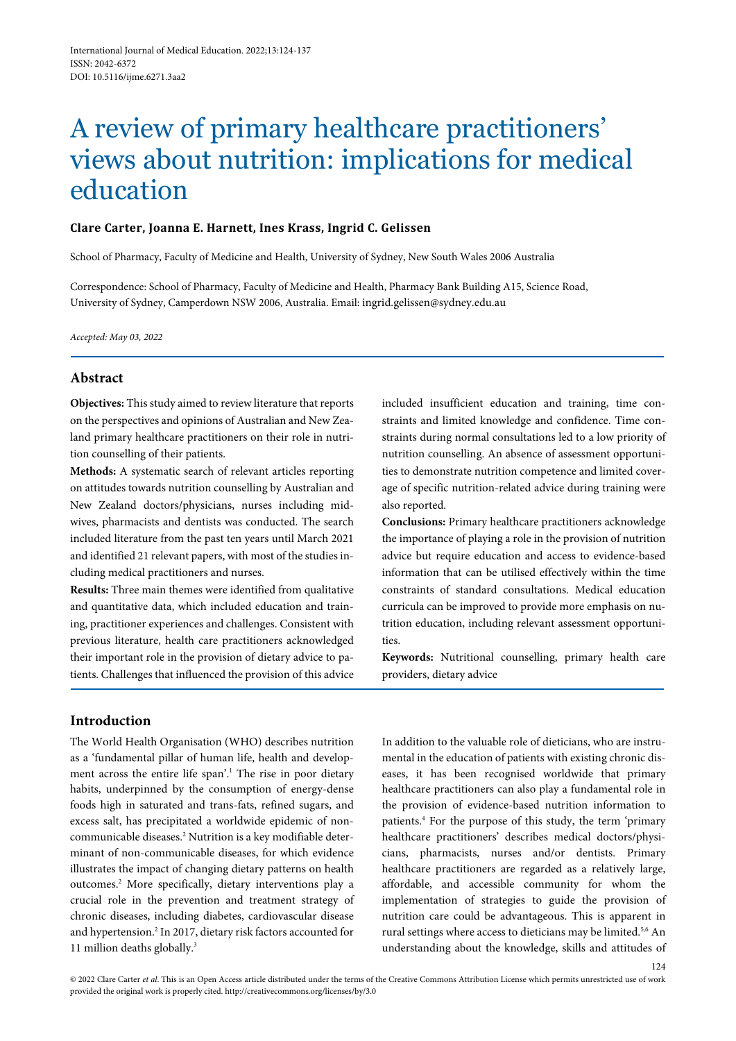International Journal of Medical Education. 2022;13:124-137
ISSN: 2042-6372
DOI: 10.5116/ijme.6271.3aa2

# A review of primary healthcare practitioners' views about nutrition: implications for medical education

**Clare Carter, Joanna E. Harnett, Ines Krass, Ingrid C. Gelissen**

School of Pharmacy, Faculty of Medicine and Health, University of Sydney, New South Wales 2006 Australia

Correspondence: School of Pharmacy, Faculty of Medicine and Health, Pharmacy Bank Building A15, Science Road, University of Sydney, Camperdown NSW 2006, Australia. Email: ingrid.gelissen@sydney.edu.au

*Accepted: May 03, 2022*

## Abstract

**Objectives:** This study aimed to review literature that reports on the perspectives and opinions of Australian and New Zealand primary healthcare practitioners on their role in nutrition counselling of their patients.

**Methods:** A systematic search of relevant articles reporting on attitudes towards nutrition counselling by Australian and New Zealand doctors/physicians, nurses including midwives, pharmacists and dentists was conducted. The search included literature from the past ten years until March 2021 and identified 21 relevant papers, with most of the studies including medical practitioners and nurses.

**Results:** Three main themes were identified from qualitative and quantitative data, which included education and training, practitioner experiences and challenges. Consistent with previous literature, health care practitioners acknowledged their important role in the provision of dietary advice to patients. Challenges that influenced the provision of this advice included insufficient education and training, time constraints and limited knowledge and confidence. Time constraints during normal consultations led to a low priority of nutrition counselling. An absence of assessment opportunities to demonstrate nutrition competence and limited coverage of specific nutrition-related advice during training were also reported.

**Conclusions:** Primary healthcare practitioners acknowledge the importance of playing a role in the provision of nutrition advice but require education and access to evidence-based information that can be utilised effectively within the time constraints of standard consultations. Medical education curricula can be improved to provide more emphasis on nutrition education, including relevant assessment opportunities.

**Keywords:** Nutritional counselling, primary health care providers, dietary advice

## Introduction

The World Health Organisation (WHO) describes nutrition as a 'fundamental pillar of human life, health and development across the entire life span'.[1] The rise in poor dietary habits, underpinned by the consumption of energy-dense foods high in saturated and trans-fats, refined sugars, and excess salt, has precipitated a worldwide epidemic of non-communicable diseases.[2] Nutrition is a key modifiable determinant of non-communicable diseases, for which evidence illustrates the impact of changing dietary patterns on health outcomes.[2] More specifically, dietary interventions play a crucial role in the prevention and treatment strategy of chronic diseases, including diabetes, cardiovascular disease and hypertension.[2] In 2017, dietary risk factors accounted for 11 million deaths globally.[3]

In addition to the valuable role of dieticians, who are instrumental in the education of patients with existing chronic diseases, it has been recognised worldwide that primary healthcare practitioners can also play a fundamental role in the provision of evidence-based nutrition information to patients.[4] For the purpose of this study, the term 'primary healthcare practitioners' describes medical doctors/physicians, pharmacists, nurses and/or dentists. Primary healthcare practitioners are regarded as a relatively large, affordable, and accessible community for whom the implementation of strategies to guide the provision of nutrition care could be advantageous. This is apparent in rural settings where access to dieticians may be limited.[5,6] An understanding about the knowledge, skills and attitudes of

© 2022 Clare Carter *et al*. This is an Open Access article distributed under the terms of the Creative Commons Attribution License which permits unrestricted use of work provided the original work is properly cited. http://creativecommons.org/licenses/by/3.0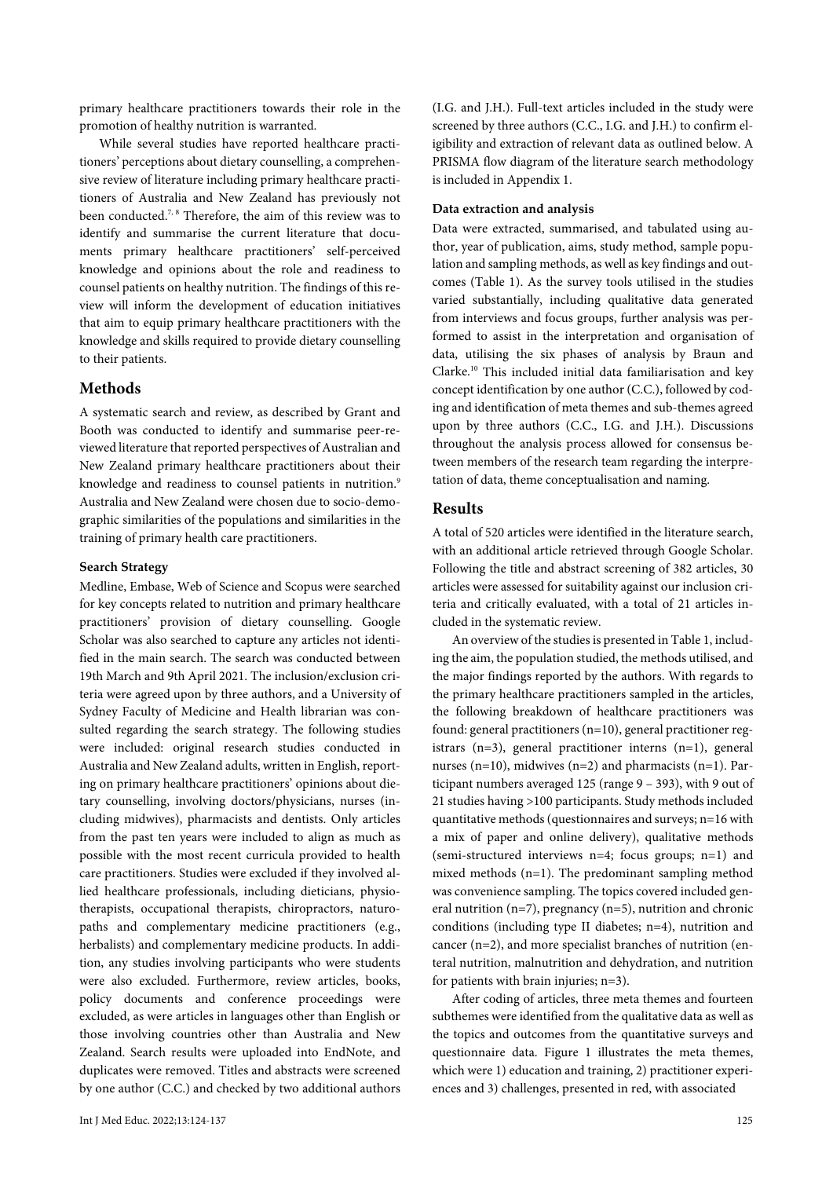primary healthcare practitioners towards their role in the promotion of healthy nutrition is warranted.

While several studies have reported healthcare practitioners' perceptions about dietary counselling, a comprehensive review of literature including primary healthcare practitioners of Australia and New Zealand has previously not been conducted.[7, 8] Therefore, the aim of this review was to identify and summarise the current literature that documents primary healthcare practitioners' self-perceived knowledge and opinions about the role and readiness to counsel patients on healthy nutrition. The findings of this review will inform the development of education initiatives that aim to equip primary healthcare practitioners with the knowledge and skills required to provide dietary counselling to their patients.

## Methods

A systematic search and review, as described by Grant and Booth was conducted to identify and summarise peer-reviewed literature that reported perspectives of Australian and New Zealand primary healthcare practitioners about their knowledge and readiness to counsel patients in nutrition.[9] Australia and New Zealand were chosen due to socio-demographic similarities of the populations and similarities in the training of primary health care practitioners.

### Search Strategy

Medline, Embase, Web of Science and Scopus were searched for key concepts related to nutrition and primary healthcare practitioners' provision of dietary counselling. Google Scholar was also searched to capture any articles not identified in the main search. The search was conducted between 19th March and 9th April 2021. The inclusion/exclusion criteria were agreed upon by three authors, and a University of Sydney Faculty of Medicine and Health librarian was consulted regarding the search strategy. The following studies were included: original research studies conducted in Australia and New Zealand adults, written in English, reporting on primary healthcare practitioners' opinions about dietary counselling, involving doctors/physicians, nurses (including midwives), pharmacists and dentists. Only articles from the past ten years were included to align as much as possible with the most recent curricula provided to health care practitioners. Studies were excluded if they involved allied healthcare professionals, including dieticians, physiotherapists, occupational therapists, chiropractors, naturopaths and complementary medicine practitioners (e.g., herbalists) and complementary medicine products. In addition, any studies involving participants who were students were also excluded. Furthermore, review articles, books, policy documents and conference proceedings were excluded, as were articles in languages other than English or those involving countries other than Australia and New Zealand. Search results were uploaded into EndNote, and duplicates were removed. Titles and abstracts were screened by one author (C.C.) and checked by two additional authors (I.G. and J.H.). Full-text articles included in the study were screened by three authors (C.C., I.G. and J.H.) to confirm eligibility and extraction of relevant data as outlined below. A PRISMA flow diagram of the literature search methodology is included in Appendix 1.

### Data extraction and analysis

Data were extracted, summarised, and tabulated using author, year of publication, aims, study method, sample population and sampling methods, as well as key findings and outcomes (Table 1). As the survey tools utilised in the studies varied substantially, including qualitative data generated from interviews and focus groups, further analysis was performed to assist in the interpretation and organisation of data, utilising the six phases of analysis by Braun and Clarke.[10] This included initial data familiarisation and key concept identification by one author (C.C.), followed by coding and identification of meta themes and sub-themes agreed upon by three authors (C.C., I.G. and J.H.). Discussions throughout the analysis process allowed for consensus between members of the research team regarding the interpretation of data, theme conceptualisation and naming.

## Results

A total of 520 articles were identified in the literature search, with an additional article retrieved through Google Scholar. Following the title and abstract screening of 382 articles, 30 articles were assessed for suitability against our inclusion criteria and critically evaluated, with a total of 21 articles included in the systematic review.

An overview of the studies is presented in Table 1, including the aim, the population studied, the methods utilised, and the major findings reported by the authors. With regards to the primary healthcare practitioners sampled in the articles, the following breakdown of healthcare practitioners was found: general practitioners (n=10), general practitioner registrars (n=3), general practitioner interns (n=1), general nurses (n=10), midwives (n=2) and pharmacists (n=1). Participant numbers averaged 125 (range 9 – 393), with 9 out of 21 studies having >100 participants. Study methods included quantitative methods (questionnaires and surveys; n=16 with a mix of paper and online delivery), qualitative methods (semi-structured interviews n=4; focus groups; n=1) and mixed methods (n=1). The predominant sampling method was convenience sampling. The topics covered included general nutrition (n=7), pregnancy (n=5), nutrition and chronic conditions (including type II diabetes; n=4), nutrition and cancer (n=2), and more specialist branches of nutrition (enteral nutrition, malnutrition and dehydration, and nutrition for patients with brain injuries; n=3).

After coding of articles, three meta themes and fourteen subthemes were identified from the qualitative data as well as the topics and outcomes from the quantitative surveys and questionnaire data. Figure 1 illustrates the meta themes, which were 1) education and training, 2) practitioner experiences and 3) challenges, presented in red, with associated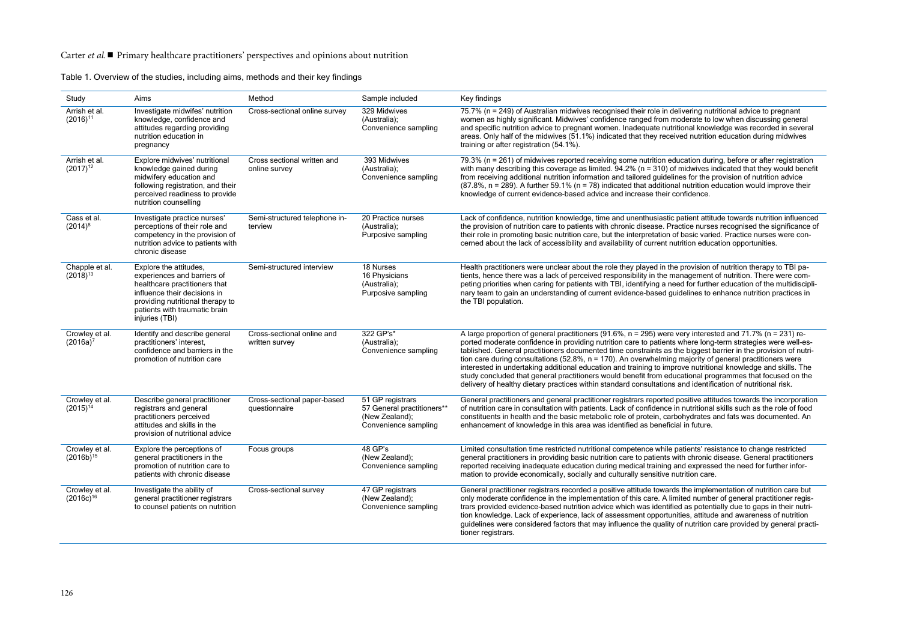Table 1. Overview of the studies, including aims, methods and their key findings

| Study | Aims | Method | Sample included | Key findings |
|---|---|---|---|---|
| Arrish et al. (2016)[11] | Investigate midwifes' nutrition knowledge, confidence and attitudes regarding providing nutrition education in pregnancy | Cross-sectional online survey | 329 Midwives (Australia); Convenience sampling | 75.7% (n = 249) of Australian midwives recognised their role in delivering nutritional advice to pregnant women as highly significant. Midwives' confidence ranged from moderate to low when discussing general and specific nutrition advice to pregnant women. Inadequate nutritional knowledge was recorded in several areas. Only half of the midwives (51.1%) indicated that they received nutrition education during midwives training or after registration (54.1%). |
| Arrish et al. (2017)[12] | Explore midwives' nutritional knowledge gained during midwifery education and following registration, and their perceived readiness to provide nutrition counselling | Cross sectional written and online survey | 393 Midwives (Australia); Convenience sampling | 79.3% (n = 261) of midwives reported receiving some nutrition education during, before or after registration with many describing this coverage as limited. 94.2% (n = 310) of midwives indicated that they would benefit from receiving additional nutrition information and tailored guidelines for the provision of nutrition advice (87.8%, n = 289). A further 59.1% (n = 78) indicated that additional nutrition education would improve their knowledge of current evidence-based advice and increase their confidence. |
| Cass et al. (2014)[8] | Investigate practice nurses' perceptions of their role and competency in the provision of nutrition advice to patients with chronic disease | Semi-structured telephone interview | 20 Practice nurses (Australia); Purposive sampling | Lack of confidence, nutrition knowledge, time and unenthusiastic patient attitude towards nutrition influenced the provision of nutrition care to patients with chronic disease. Practice nurses recognised the significance of their role in promoting basic nutrition care, but the interpretation of basic varied. Practice nurses were concerned about the lack of accessibility and availability of current nutrition education opportunities. |
| Chapple et al. (2018)[13] | Explore the attitudes, experiences and barriers of healthcare practitioners that influence their decisions in providing nutritional therapy to patients with traumatic brain injuries (TBI) | Semi-structured interview | 18 Nurses 16 Physicians (Australia); Purposive sampling | Health practitioners were unclear about the role they played in the provision of nutrition therapy to TBI patients, hence there was a lack of perceived responsibility in the management of nutrition. There were competing priorities when caring for patients with TBI, identifying a need for further education of the multidisciplinary team to gain an understanding of current evidence-based guidelines to enhance nutrition practices in the TBI population. |
| Crowley et al. (2016a)[7] | Identify and describe general practitioners' interest, confidence and barriers in the promotion of nutrition care | Cross-sectional online and written survey | 322 GP's* (Australia); Convenience sampling | A large proportion of general practitioners (91.6%, n = 295) were very interested and 71.7% (n = 231) reported moderate confidence in providing nutrition care to patients where long-term strategies were well-established. General practitioners documented time constraints as the biggest barrier in the provision of nutrition care during consultations (52.8%, n = 170). An overwhelming majority of general practitioners were interested in undertaking additional education and training to improve nutritional knowledge and skills. The study concluded that general practitioners would benefit from educational programmes that focused on the delivery of healthy dietary practices within standard consultations and identification of nutritional risk. |
| Crowley et al. (2015)[14] | Describe general practitioner registrars and general practitioners perceived attitudes and skills in the provision of nutritional advice | Cross-sectional paper-based questionnaire | 51 GP registrars 57 General practitioners** (New Zealand); Convenience sampling | General practitioners and general practitioner registrars reported positive attitudes towards the incorporation of nutrition care in consultation with patients. Lack of confidence in nutritional skills such as the role of food constituents in health and the basic metabolic role of protein, carbohydrates and fats was documented. An enhancement of knowledge in this area was identified as beneficial in future. |
| Crowley et al. (2016b)[15] | Explore the perceptions of general practitioners in the promotion of nutrition care to patients with chronic disease | Focus groups | 48 GP's (New Zealand); Convenience sampling | Limited consultation time restricted nutritional competence while patients' resistance to change restricted general practitioners in providing basic nutrition care to patients with chronic disease. General practitioners reported receiving inadequate education during medical training and expressed the need for further information to provide economically, socially and culturally sensitive nutrition care. |
| Crowley et al. (2016c)[16] | Investigate the ability of general practitioner registrars to counsel patients on nutrition | Cross-sectional survey | 47 GP registrars (New Zealand); Convenience sampling | General practitioner registrars recorded a positive attitude towards the implementation of nutrition care but only moderate confidence in the implementation of this care. A limited number of general practitioner registrars provided evidence-based nutrition advice which was identified as potentially due to gaps in their nutrition knowledge. Lack of experience, lack of assessment opportunities, attitude and awareness of nutrition guidelines were considered factors that may influence the quality of nutrition care provided by general practitioner registrars. |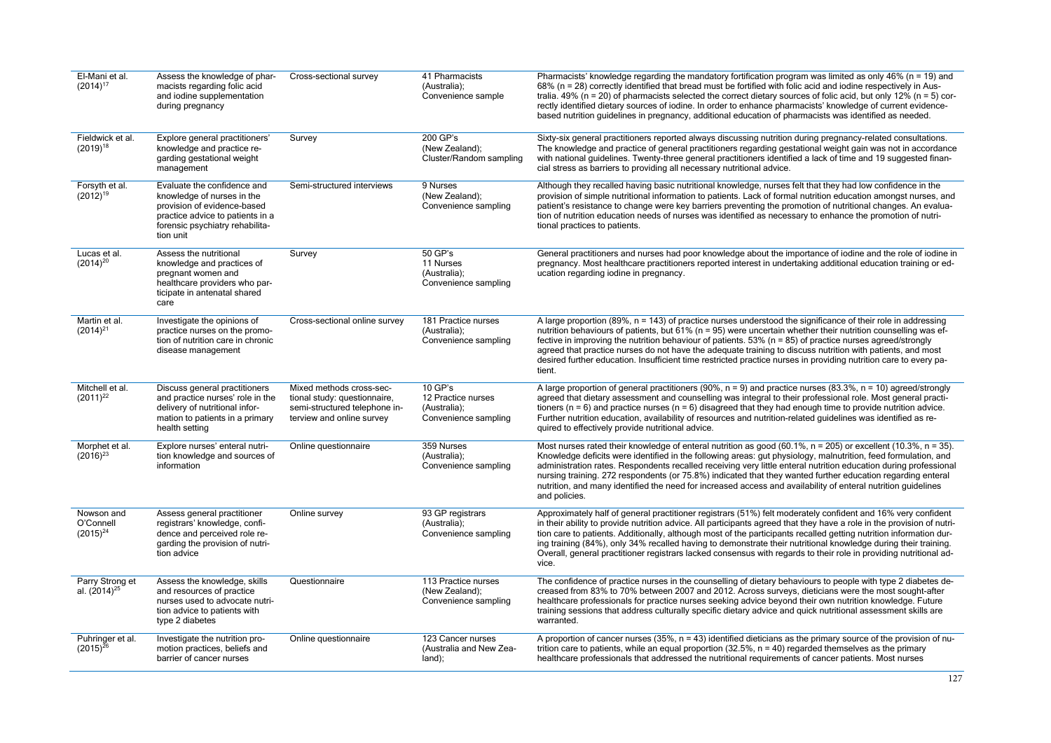| | | | | |
|---|---|---|---|---|
| El-Mani et al. (2014)[17] | Assess the knowledge of pharmacists regarding folic acid and iodine supplementation during pregnancy | Cross-sectional survey | 41 Pharmacists (Australia); Convenience sample | Pharmacists' knowledge regarding the mandatory fortification program was limited as only 46% (n = 19) and 68% (n = 28) correctly identified that bread must be fortified with folic acid and iodine respectively in Australia. 49% (n = 20) of pharmacists selected the correct dietary sources of folic acid, but only 12% (n = 5) correctly identified dietary sources of iodine. In order to enhance pharmacists' knowledge of current evidence-based nutrition guidelines in pregnancy, additional education of pharmacists was identified as needed. |
| Fieldwick et al. (2019)[18] | Explore general practitioners' knowledge and practice regarding gestational weight management | Survey | 200 GP's (New Zealand); Cluster/Random sampling | Sixty-six general practitioners reported always discussing nutrition during pregnancy-related consultations. The knowledge and practice of general practitioners regarding gestational weight gain was not in accordance with national guidelines. Twenty-three general practitioners identified a lack of time and 19 suggested financial stress as barriers to providing all necessary nutritional advice. |
| Forsyth et al. (2012)[19] | Evaluate the confidence and knowledge of nurses in the provision of evidence-based practice advice to patients in a forensic psychiatry rehabilitation unit | Semi-structured interviews | 9 Nurses (New Zealand); Convenience sampling | Although they recalled having basic nutritional knowledge, nurses felt that they had low confidence in the provision of simple nutritional information to patients. Lack of formal nutrition education amongst nurses, and patient's resistance to change were key barriers preventing the promotion of nutritional changes. An evaluation of nutrition education needs of nurses was identified as necessary to enhance the promotion of nutritional practices to patients. |
| Lucas et al. (2014)[20] | Assess the nutritional knowledge and practices of pregnant women and healthcare providers who participate in antenatal shared care | Survey | 50 GP's 11 Nurses (Australia); Convenience sampling | General practitioners and nurses had poor knowledge about the importance of iodine and the role of iodine in pregnancy. Most healthcare practitioners reported interest in undertaking additional education training or education regarding iodine in pregnancy. |
| Martin et al. (2014)[21] | Investigate the opinions of practice nurses on the promotion of nutrition care in chronic disease management | Cross-sectional online survey | 181 Practice nurses (Australia); Convenience sampling | A large proportion (89%, n = 143) of practice nurses understood the significance of their role in addressing nutrition behaviours of patients, but 61% (n = 95) were uncertain whether their nutrition counselling was effective in improving the nutrition behaviour of patients. 53% (n = 85) of practice nurses agreed/strongly agreed that practice nurses do not have the adequate training to discuss nutrition with patients, and most desired further education. Insufficient time restricted practice nurses in providing nutrition care to every patient. |
| Mitchell et al. (2011)[22] | Discuss general practitioners and practice nurses' role in the delivery of nutritional information to patients in a primary health setting | Mixed methods cross-sectional study: questionnaire, semi-structured telephone interview and online survey | 10 GP's 12 Practice nurses (Australia); Convenience sampling | A large proportion of general practitioners (90%, n = 9) and practice nurses (83.3%, n = 10) agreed/strongly agreed that dietary assessment and counselling was integral to their professional role. Most general practitioners (n = 6) and practice nurses (n = 6) disagreed that they had enough time to provide nutrition advice. Further nutrition education, availability of resources and nutrition-related guidelines was identified as required to effectively provide nutritional advice. |
| Morphet et al. (2016)[23] | Explore nurses' enteral nutrition knowledge and sources of information | Online questionnaire | 359 Nurses (Australia); Convenience sampling | Most nurses rated their knowledge of enteral nutrition as good (60.1%, n = 205) or excellent (10.3%, n = 35). Knowledge deficits were identified in the following areas: gut physiology, malnutrition, feed formulation, and administration rates. Respondents recalled receiving very little enteral nutrition education during professional nursing training. 272 respondents (or 75.8%) indicated that they wanted further education regarding enteral nutrition, and many identified the need for increased access and availability of enteral nutrition guidelines and policies. |
| Nowson and O'Connell (2015)[24] | Assess general practitioner registrars' knowledge, confidence and perceived role regarding the provision of nutrition advice | Online survey | 93 GP registrars (Australia); Convenience sampling | Approximately half of general practitioner registrars (51%) felt moderately confident and 16% very confident in their ability to provide nutrition advice. All participants agreed that they have a role in the provision of nutrition care to patients. Additionally, although most of the participants recalled getting nutrition information during training (84%), only 34% recalled having to demonstrate their nutritional knowledge during their training. Overall, general practitioner registrars lacked consensus with regards to their role in providing nutritional advice. |
| Parry Strong et al. (2014)[25] | Assess the knowledge, skills and resources of practice nurses used to advocate nutrition advice to patients with type 2 diabetes | Questionnaire | 113 Practice nurses (New Zealand); Convenience sampling | The confidence of practice nurses in the counselling of dietary behaviours to people with type 2 diabetes decreased from 83% to 70% between 2007 and 2012. Across surveys, dieticians were the most sought-after healthcare professionals for practice nurses seeking advice beyond their own nutrition knowledge. Future training sessions that address culturally specific dietary advice and quick nutritional assessment skills are warranted. |
| Puhringer et al. (2015)[26] | Investigate the nutrition promotion practices, beliefs and barrier of cancer nurses | Online questionnaire | 123 Cancer nurses (Australia and New Zealand); | A proportion of cancer nurses (35%, n = 43) identified dieticians as the primary source of the provision of nutrition care to patients, while an equal proportion (32.5%, n = 40) regarded themselves as the primary healthcare professionals that addressed the nutritional requirements of cancer patients. Most nurses |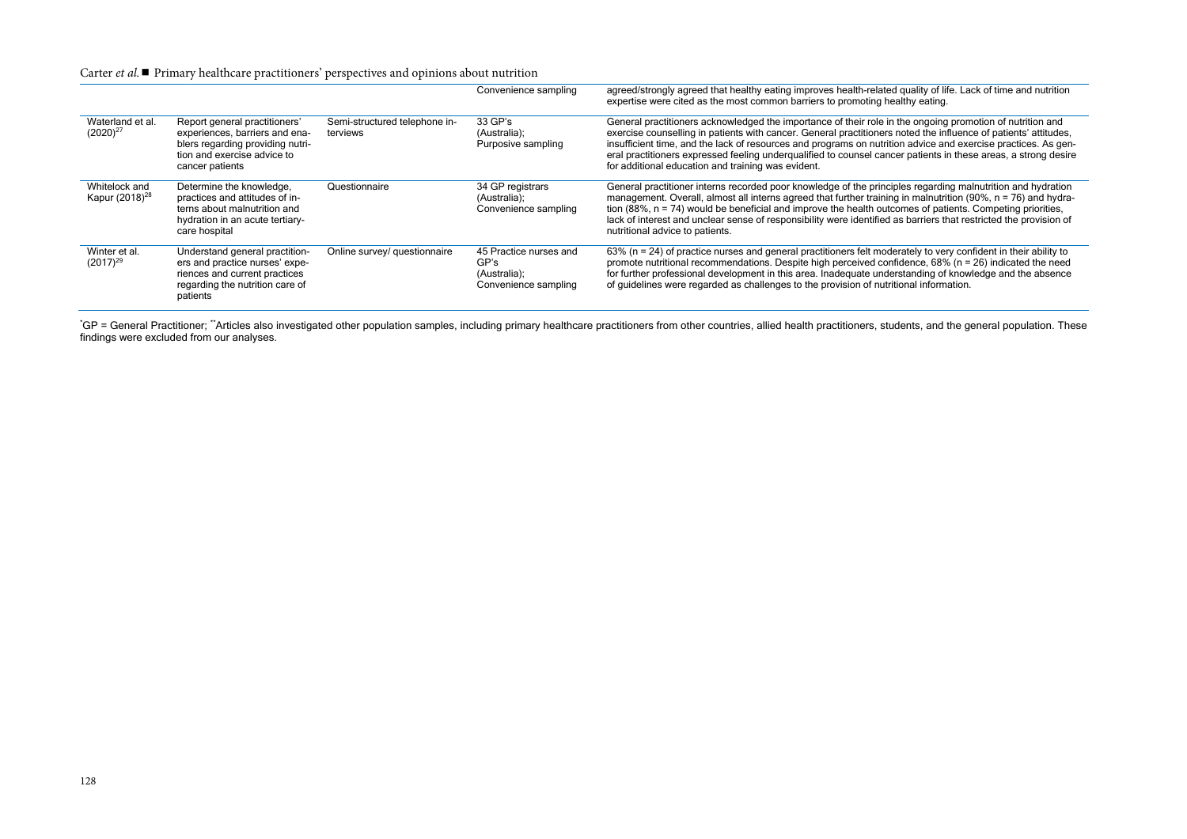| | | | | |
|---|---|---|---|---|
| | | | Convenience sampling | agreed/strongly agreed that healthy eating improves health-related quality of life. Lack of time and nutrition expertise were cited as the most common barriers to promoting healthy eating. |
| Waterland et al. (2020)[27] | Report general practitioners' experiences, barriers and enablers regarding providing nutrition and exercise advice to cancer patients | Semi-structured telephone interviews | 33 GP's (Australia); Purposive sampling | General practitioners acknowledged the importance of their role in the ongoing promotion of nutrition and exercise counselling in patients with cancer. General practitioners noted the influence of patients' attitudes, insufficient time, and the lack of resources and programs on nutrition advice and exercise practices. As general practitioners expressed feeling underqualified to counsel cancer patients in these areas, a strong desire for additional education and training was evident. |
| Whitelock and Kapur (2018)[28] | Determine the knowledge, practices and attitudes of interns about malnutrition and hydration in an acute tertiary-care hospital | Questionnaire | 34 GP registrars (Australia); Convenience sampling | General practitioner interns recorded poor knowledge of the principles regarding malnutrition and hydration management. Overall, almost all interns agreed that further training in malnutrition (90%, n = 76) and hydration (88%, n = 74) would be beneficial and improve the health outcomes of patients. Competing priorities, lack of interest and unclear sense of responsibility were identified as barriers that restricted the provision of nutritional advice to patients. |
| Winter et al. (2017)[29] | Understand general practitioners and practice nurses' experiences and current practices regarding the nutrition care of patients | Online survey/ questionnaire | 45 Practice nurses and GP's (Australia); Convenience sampling | 63% (n = 24) of practice nurses and general practitioners felt moderately to very confident in their ability to promote nutritional recommendations. Despite high perceived confidence, 68% (n = 26) indicated the need for further professional development in this area. Inadequate understanding of knowledge and the absence of guidelines were regarded as challenges to the provision of nutritional information. |

*GP = General Practitioner; **Articles also investigated other population samples, including primary healthcare practitioners from other countries, allied health practitioners, students, and the general population. These findings were excluded from our analyses.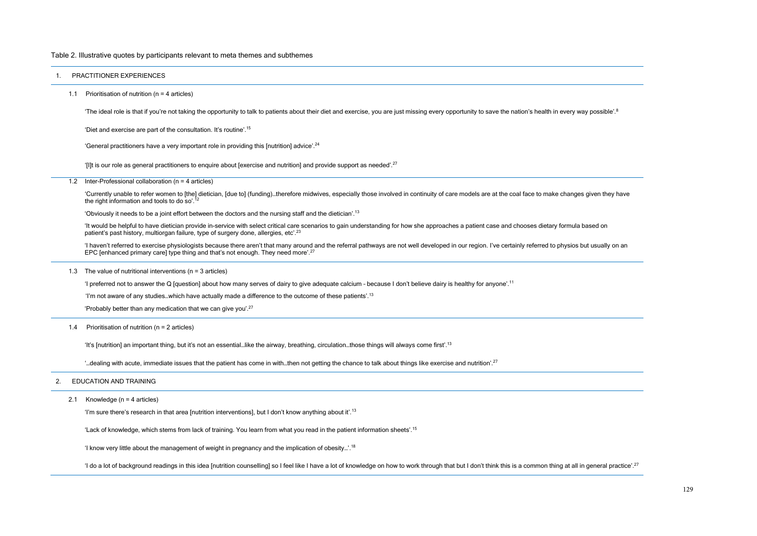Table 2. Illustrative quotes by participants relevant to meta themes and subthemes

1. PRACTITIONER EXPERIENCES

1.1 Prioritisation of nutrition (n = 4 articles)

'The ideal role is that if you're not taking the opportunity to talk to patients about their diet and exercise, you are just missing every opportunity to save the nation's health in every way possible'.[8]

'Diet and exercise are part of the consultation. It's routine'.[15]

'General practitioners have a very important role in providing this [nutrition] advice'.[24]

'[I]t is our role as general practitioners to enquire about [exercise and nutrition] and provide support as needed'.[27]

1.2 Inter-Professional collaboration (n = 4 articles)

'Currently unable to refer women to [the] dietician, [due to] (funding)…therefore midwives, especially those involved in continuity of care models are at the coal face to make changes given they have the right information and tools to do so'.[12]

'Obviously it needs to be a joint effort between the doctors and the nursing staff and the dietician'.[13]

'It would be helpful to have dietician provide in-service with select critical care scenarios to gain understanding for how she approaches a patient case and chooses dietary formula based on patient's past history, multiorgan failure, type of surgery done, allergies, etc'.[23]

'I haven't referred to exercise physiologists because there aren't that many around and the referral pathways are not well developed in our region. I've certainly referred to physios but usually on an EPC [enhanced primary care] type thing and that's not enough. They need more'.[27]

1.3 The value of nutritional interventions (n = 3 articles)

'I preferred not to answer the Q [question] about how many serves of dairy to give adequate calcium – because I don't believe dairy is healthy for anyone'.[11]

'I'm not aware of any studies…which have actually made a difference to the outcome of these patients'.[13]

'Probably better than any medication that we can give you'.[27]

1.4 Prioritisation of nutrition (n = 2 articles)

'It's [nutrition] an important thing, but it's not an essential…like the airway, breathing, circulation…those things will always come first'.[13]

'…dealing with acute, immediate issues that the patient has come in with…then not getting the chance to talk about things like exercise and nutrition'.[27]

2. EDUCATION AND TRAINING

2.1 Knowledge (n = 4 articles)

'I'm sure there's research in that area [nutrition interventions], but I don't know anything about it'.[13]

'Lack of knowledge, which stems from lack of training. You learn from what you read in the patient information sheets'.[15]

'I know very little about the management of weight in pregnancy and the implication of obesity…'.[18]

'I do a lot of background readings in this idea [nutrition counselling] so I feel like I have a lot of knowledge on how to work through that but I don't think this is a common thing at all in general practice'.[27]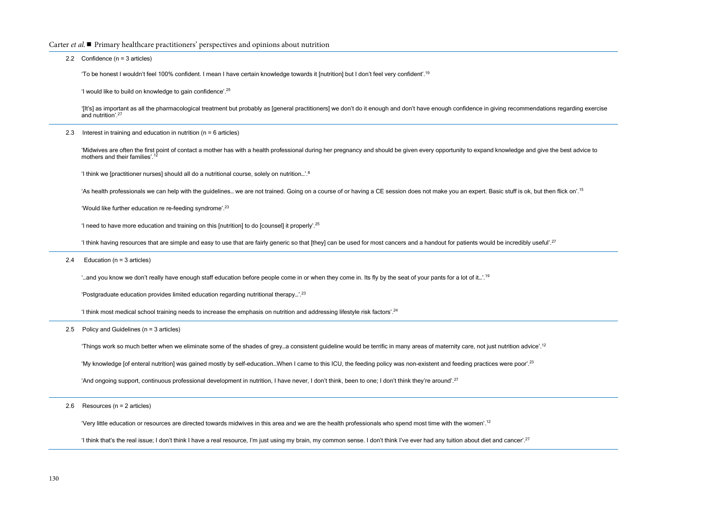2.2 Confidence (n = 3 articles)

'To be honest I wouldn't feel 100% confident. I mean I have certain knowledge towards it [nutrition] but I don't feel very confident'.[19]

'I would like to build on knowledge to gain confidence'.[25]

'[It's] as important as all the pharmacological treatment but probably as [general practitioners] we don't do it enough and don't have enough confidence in giving recommendations regarding exercise and nutrition'.[27]

2.3 Interest in training and education in nutrition (n = 6 articles)

'Midwives are often the first point of contact a mother has with a health professional during her pregnancy and should be given every opportunity to expand knowledge and give the best advice to mothers and their families'.[12]

'I think we [practitioner nurses] should all do a nutritional course, solely on nutrition…'.[8]

'As health professionals we can help with the guidelines… we are not trained. Going on a course of or having a CE session does not make you an expert. Basic stuff is ok, but then flick on'.[15]

'Would like further education re re-feeding syndrome'.[23]

'I need to have more education and training on this [nutrition] to do [counsel] it properly'.[25]

'I think having resources that are simple and easy to use that are fairly generic so that [they] can be used for most cancers and a handout for patients would be incredibly useful'.[27]

2.4 Education (n = 3 articles)

'…and you know we don't really have enough staff education before people come in or when they come in. Its fly by the seat of your pants for a lot of it…'.[19]

'Postgraduate education provides limited education regarding nutritional therapy…'.[23]

'I think most medical school training needs to increase the emphasis on nutrition and addressing lifestyle risk factors'.[24]

2.5 Policy and Guidelines (n = 3 articles)

'Things work so much better when we eliminate some of the shades of grey…a consistent guideline would be terrific in many areas of maternity care, not just nutrition advice'.[12]

'My knowledge [of enteral nutrition] was gained mostly by self-education…When I came to this ICU, the feeding policy was non-existent and feeding practices were poor'.[23]

'And ongoing support, continuous professional development in nutrition, I have never, I don't think, been to one; I don't think they're around'.[27]

2.6 Resources (n = 2 articles)

'Very little education or resources are directed towards midwives in this area and we are the health professionals who spend most time with the women'.[12]

'I think that's the real issue; I don't think I have a real resource, I'm just using my brain, my common sense. I don't think I've ever had any tuition about diet and cancer'.[27]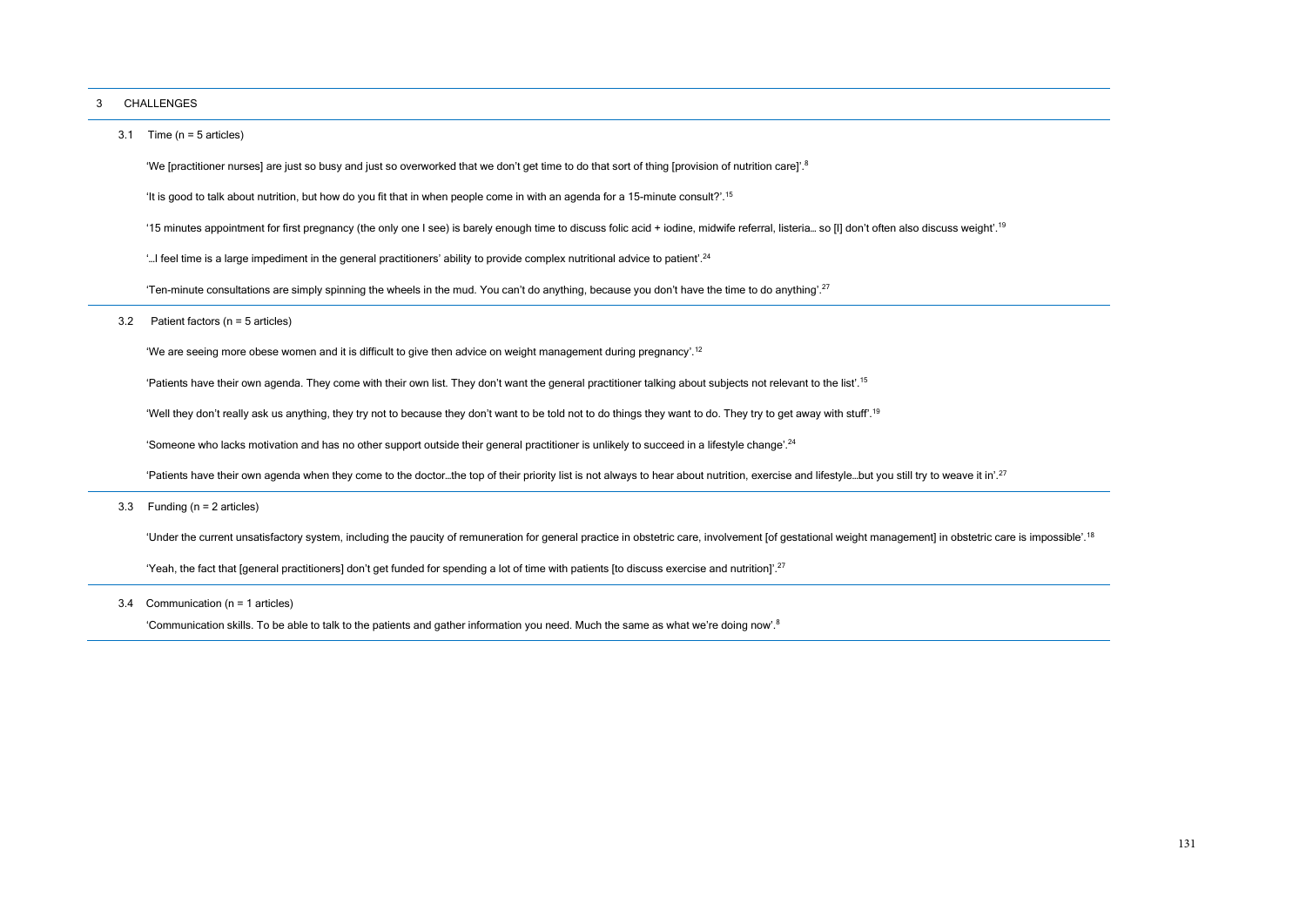3 CHALLENGES

3.1 Time (n = 5 articles)

'We [practitioner nurses] are just so busy and just so overworked that we don't get time to do that sort of thing [provision of nutrition care]'.[8]

'It is good to talk about nutrition, but how do you fit that in when people come in with an agenda for a 15-minute consult?'.[15]

'15 minutes appointment for first pregnancy (the only one I see) is barely enough time to discuss folic acid + iodine, midwife referral, listeria… so [I] don't often also discuss weight'.[19]

'…I feel time is a large impediment in the general practitioners' ability to provide complex nutritional advice to patient'.[24]

'Ten-minute consultations are simply spinning the wheels in the mud. You can't do anything, because you don't have the time to do anything'.[27]

3.2 Patient factors (n = 5 articles)

'We are seeing more obese women and it is difficult to give then advice on weight management during pregnancy'.[12]

'Patients have their own agenda. They come with their own list. They don't want the general practitioner talking about subjects not relevant to the list'.[15]

'Well they don't really ask us anything, they try not to because they don't want to be told not to do things they want to do. They try to get away with stuff'.[19]

'Someone who lacks motivation and has no other support outside their general practitioner is unlikely to succeed in a lifestyle change'.[24]

'Patients have their own agenda when they come to the doctor…the top of their priority list is not always to hear about nutrition, exercise and lifestyle…but you still try to weave it in'.[27]

3.3 Funding (n = 2 articles)

'Under the current unsatisfactory system, including the paucity of remuneration for general practice in obstetric care, involvement [of gestational weight management] in obstetric care is impossible'.[18]

'Yeah, the fact that [general practitioners] don't get funded for spending a lot of time with patients [to discuss exercise and nutrition]'.[27]

3.4 Communication (n = 1 articles)

'Communication skills. To be able to talk to the patients and gather information you need. Much the same as what we're doing now'.[8]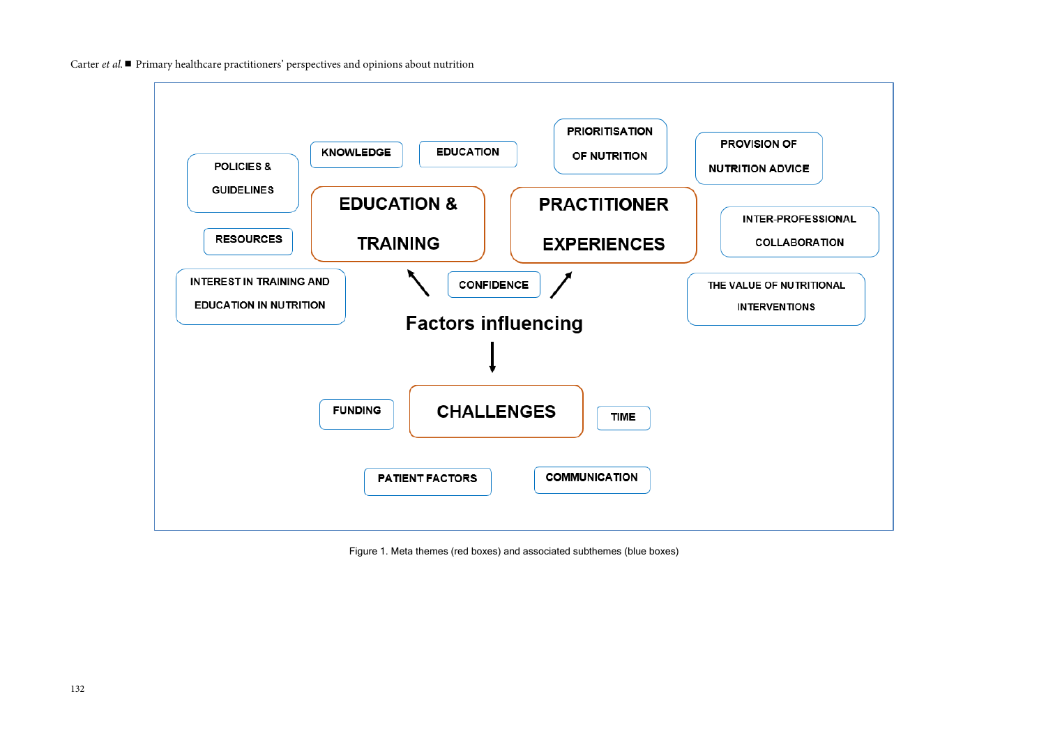EDUCATION & TRAINING

PRACTITIONER EXPERIENCES

CHALLENGES

Factors influencing

POLICIES & GUIDELINES

KNOWLEDGE

EDUCATION

PRIORITISATION OF NUTRITION

PROVISION OF NUTRITION ADVICE

RESOURCES

INTER-PROFESSIONAL COLLABORATION

INTEREST IN TRAINING AND EDUCATION IN NUTRITION

CONFIDENCE

THE VALUE OF NUTRITIONAL INTERVENTIONS

FUNDING

TIME

PATIENT FACTORS

COMMUNICATION

Figure 1. Meta themes (red boxes) and associated subthemes (blue boxes)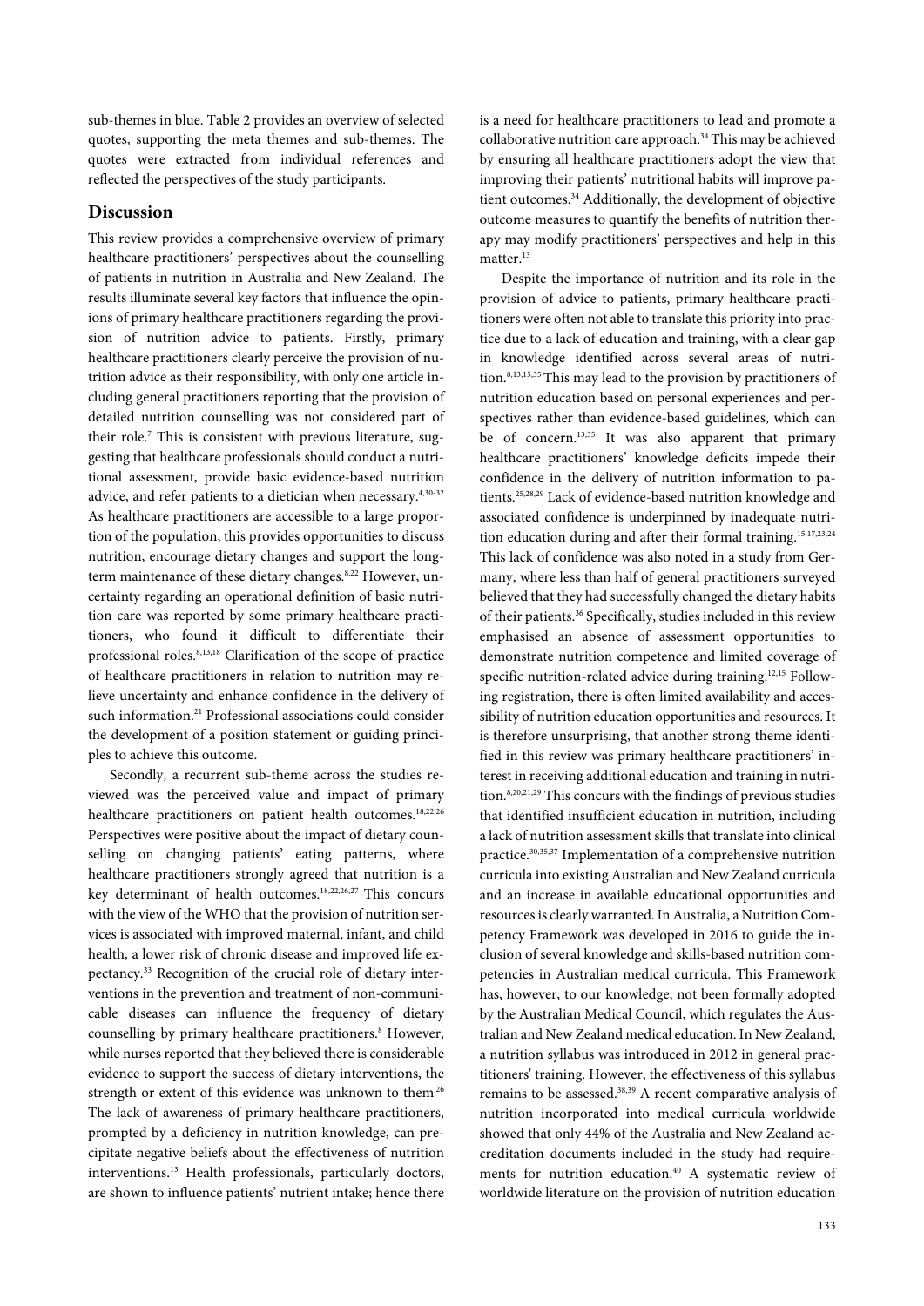sub-themes in blue. Table 2 provides an overview of selected quotes, supporting the meta themes and sub-themes. The quotes were extracted from individual references and reflected the perspectives of the study participants.

## Discussion

This review provides a comprehensive overview of primary healthcare practitioners' perspectives about the counselling of patients in nutrition in Australia and New Zealand. The results illuminate several key factors that influence the opinions of primary healthcare practitioners regarding the provision of nutrition advice to patients. Firstly, primary healthcare practitioners clearly perceive the provision of nutrition advice as their responsibility, with only one article including general practitioners reporting that the provision of detailed nutrition counselling was not considered part of their role.[7] This is consistent with previous literature, suggesting that healthcare professionals should conduct a nutritional assessment, provide basic evidence-based nutrition advice, and refer patients to a dietician when necessary.[4,30-32] As healthcare practitioners are accessible to a large proportion of the population, this provides opportunities to discuss nutrition, encourage dietary changes and support the long-term maintenance of these dietary changes.[8,22] However, uncertainty regarding an operational definition of basic nutrition care was reported by some primary healthcare practitioners, who found it difficult to differentiate their professional roles.[8,13,18] Clarification of the scope of practice of healthcare practitioners in relation to nutrition may relieve uncertainty and enhance confidence in the delivery of such information.[21] Professional associations could consider the development of a position statement or guiding principles to achieve this outcome.

Secondly, a recurrent sub-theme across the studies reviewed was the perceived value and impact of primary healthcare practitioners on patient health outcomes.[18,22,26] Perspectives were positive about the impact of dietary counselling on changing patients' eating patterns, where healthcare practitioners strongly agreed that nutrition is a key determinant of health outcomes.[18,22,26,27] This concurs with the view of the WHO that the provision of nutrition services is associated with improved maternal, infant, and child health, a lower risk of chronic disease and improved life expectancy.[33] Recognition of the crucial role of dietary interventions in the prevention and treatment of non-communicable diseases can influence the frequency of dietary counselling by primary healthcare practitioners.[8] However, while nurses reported that they believed there is considerable evidence to support the success of dietary interventions, the strength or extent of this evidence was unknown to them.[26] The lack of awareness of primary healthcare practitioners, prompted by a deficiency in nutrition knowledge, can precipitate negative beliefs about the effectiveness of nutrition interventions.[13] Health professionals, particularly doctors, are shown to influence patients' nutrient intake; hence there is a need for healthcare practitioners to lead and promote a collaborative nutrition care approach.[34] This may be achieved by ensuring all healthcare practitioners adopt the view that improving their patients' nutritional habits will improve patient outcomes.[34] Additionally, the development of objective outcome measures to quantify the benefits of nutrition therapy may modify practitioners' perspectives and help in this matter.[13]

Despite the importance of nutrition and its role in the provision of advice to patients, primary healthcare practitioners were often not able to translate this priority into practice due to a lack of education and training, with a clear gap in knowledge identified across several areas of nutrition.[8,13,15,35] This may lead to the provision by practitioners of nutrition education based on personal experiences and perspectives rather than evidence-based guidelines, which can be of concern.[13,35] It was also apparent that primary healthcare practitioners' knowledge deficits impede their confidence in the delivery of nutrition information to patients.[25,28,29] Lack of evidence-based nutrition knowledge and associated confidence is underpinned by inadequate nutrition education during and after their formal training.[15,17,23,24] This lack of confidence was also noted in a study from Germany, where less than half of general practitioners surveyed believed that they had successfully changed the dietary habits of their patients.[36] Specifically, studies included in this review emphasised an absence of assessment opportunities to demonstrate nutrition competence and limited coverage of specific nutrition-related advice during training.[12,15] Following registration, there is often limited availability and accessibility of nutrition education opportunities and resources. It is therefore unsurprising, that another strong theme identified in this review was primary healthcare practitioners' interest in receiving additional education and training in nutrition.[8,20,21,29] This concurs with the findings of previous studies that identified insufficient education in nutrition, including a lack of nutrition assessment skills that translate into clinical practice.[30,35,37] Implementation of a comprehensive nutrition curricula into existing Australian and New Zealand curricula and an increase in available educational opportunities and resources is clearly warranted. In Australia, a Nutrition Competency Framework was developed in 2016 to guide the inclusion of several knowledge and skills-based nutrition competencies in Australian medical curricula. This Framework has, however, to our knowledge, not been formally adopted by the Australian Medical Council, which regulates the Australian and New Zealand medical education. In New Zealand, a nutrition syllabus was introduced in 2012 in general practitioners' training. However, the effectiveness of this syllabus remains to be assessed.[38,39] A recent comparative analysis of nutrition incorporated into medical curricula worldwide showed that only 44% of the Australia and New Zealand accreditation documents included in the study had requirements for nutrition education.[40] A systematic review of worldwide literature on the provision of nutrition education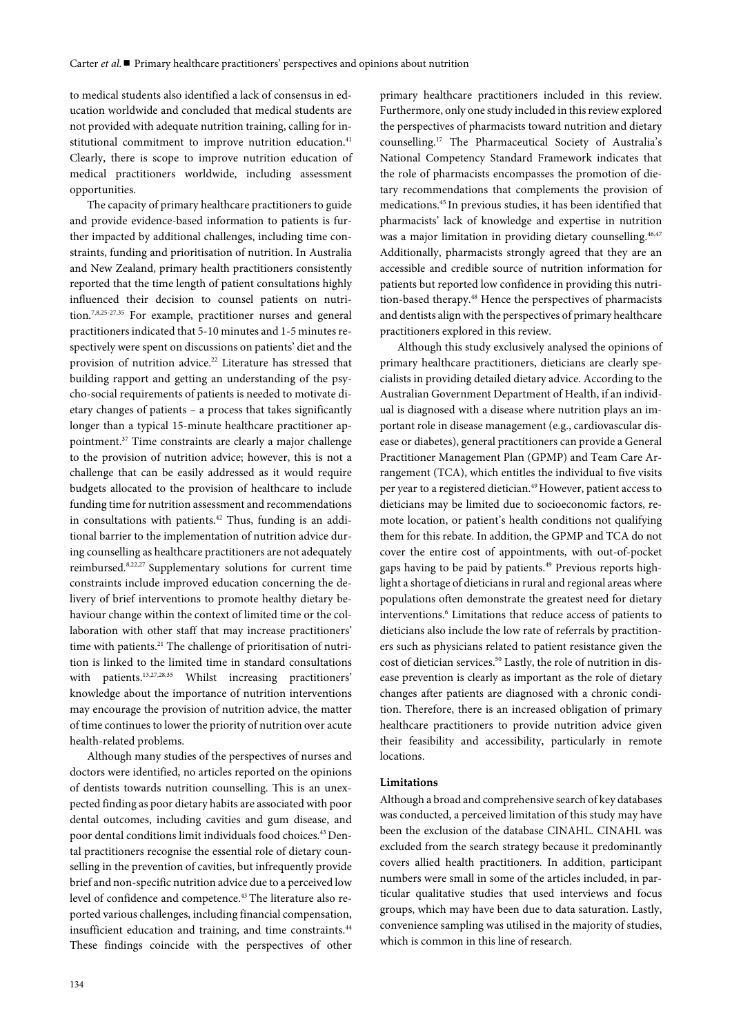to medical students also identified a lack of consensus in education worldwide and concluded that medical students are not provided with adequate nutrition training, calling for institutional commitment to improve nutrition education.[41] Clearly, there is scope to improve nutrition education of medical practitioners worldwide, including assessment opportunities.

The capacity of primary healthcare practitioners to guide and provide evidence-based information to patients is further impacted by additional challenges, including time constraints, funding and prioritisation of nutrition. In Australia and New Zealand, primary health practitioners consistently reported that the time length of patient consultations highly influenced their decision to counsel patients on nutrition.[7,8,25-27,35] For example, practitioner nurses and general practitioners indicated that 5-10 minutes and 1-5 minutes respectively were spent on discussions on patients' diet and the provision of nutrition advice.[22] Literature has stressed that building rapport and getting an understanding of the psycho-social requirements of patients is needed to motivate dietary changes of patients – a process that takes significantly longer than a typical 15-minute healthcare practitioner appointment.[37] Time constraints are clearly a major challenge to the provision of nutrition advice; however, this is not a challenge that can be easily addressed as it would require budgets allocated to the provision of healthcare to include funding time for nutrition assessment and recommendations in consultations with patients.[42] Thus, funding is an additional barrier to the implementation of nutrition advice during counselling as healthcare practitioners are not adequately reimbursed.[8,22,27] Supplementary solutions for current time constraints include improved education concerning the delivery of brief interventions to promote healthy dietary behaviour change within the context of limited time or the collaboration with other staff that may increase practitioners' time with patients.[21] The challenge of prioritisation of nutrition is linked to the limited time in standard consultations with patients.[13,27,28,35] Whilst increasing practitioners' knowledge about the importance of nutrition interventions may encourage the provision of nutrition advice, the matter of time continues to lower the priority of nutrition over acute health-related problems.

Although many studies of the perspectives of nurses and doctors were identified, no articles reported on the opinions of dentists towards nutrition counselling. This is an unexpected finding as poor dietary habits are associated with poor dental outcomes, including cavities and gum disease, and poor dental conditions limit individuals food choices.[43] Dental practitioners recognise the essential role of dietary counselling in the prevention of cavities, but infrequently provide brief and non-specific nutrition advice due to a perceived low level of confidence and competence.[43] The literature also reported various challenges, including financial compensation, insufficient education and training, and time constraints.[44] These findings coincide with the perspectives of other primary healthcare practitioners included in this review. Furthermore, only one study included in this review explored the perspectives of pharmacists toward nutrition and dietary counselling.[17] The Pharmaceutical Society of Australia's National Competency Standard Framework indicates that the role of pharmacists encompasses the promotion of dietary recommendations that complements the provision of medications.[45] In previous studies, it has been identified that pharmacists' lack of knowledge and expertise in nutrition was a major limitation in providing dietary counselling.[46,47] Additionally, pharmacists strongly agreed that they are an accessible and credible source of nutrition information for patients but reported low confidence in providing this nutrition-based therapy.[48] Hence the perspectives of pharmacists and dentists align with the perspectives of primary healthcare practitioners explored in this review.

Although this study exclusively analysed the opinions of primary healthcare practitioners, dieticians are clearly specialists in providing detailed dietary advice. According to the Australian Government Department of Health, if an individual is diagnosed with a disease where nutrition plays an important role in disease management (e.g., cardiovascular disease or diabetes), general practitioners can provide a General Practitioner Management Plan (GPMP) and Team Care Arrangement (TCA), which entitles the individual to five visits per year to a registered dietician.[49] However, patient access to dieticians may be limited due to socioeconomic factors, remote location, or patient's health conditions not qualifying them for this rebate. In addition, the GPMP and TCA do not cover the entire cost of appointments, with out-of-pocket gaps having to be paid by patients.[49] Previous reports highlight a shortage of dieticians in rural and regional areas where populations often demonstrate the greatest need for dietary interventions.[6] Limitations that reduce access of patients to dieticians also include the low rate of referrals by practitioners such as physicians related to patient resistance given the cost of dietician services.[50] Lastly, the role of nutrition in disease prevention is clearly as important as the role of dietary changes after patients are diagnosed with a chronic condition. Therefore, there is an increased obligation of primary healthcare practitioners to provide nutrition advice given their feasibility and accessibility, particularly in remote locations.

### Limitations

Although a broad and comprehensive search of key databases was conducted, a perceived limitation of this study may have been the exclusion of the database CINAHL. CINAHL was excluded from the search strategy because it predominantly covers allied health practitioners. In addition, participant numbers were small in some of the articles included, in particular qualitative studies that used interviews and focus groups, which may have been due to data saturation. Lastly, convenience sampling was utilised in the majority of studies, which is common in this line of research.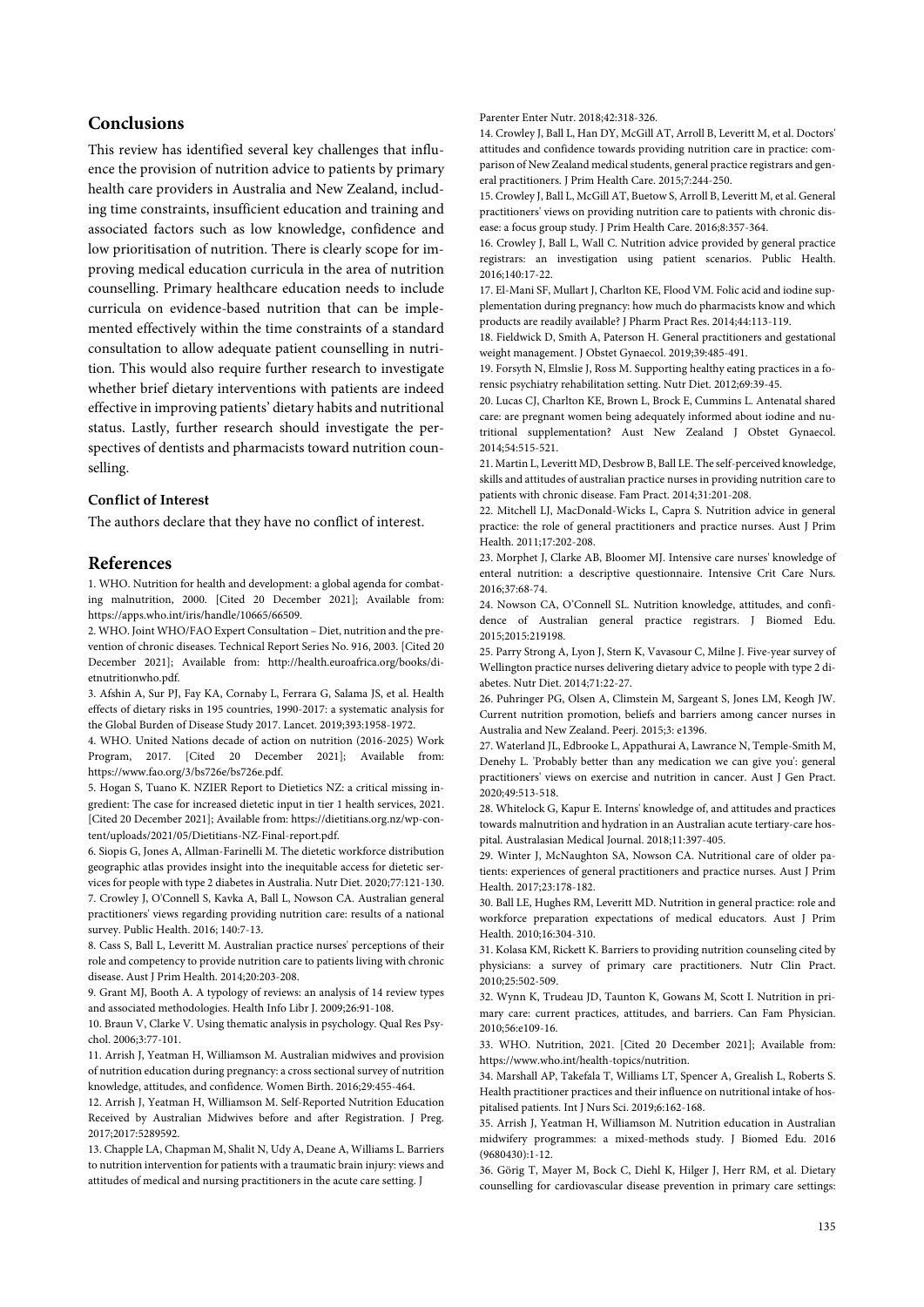## Conclusions

This review has identified several key challenges that influence the provision of nutrition advice to patients by primary health care providers in Australia and New Zealand, including time constraints, insufficient education and training and associated factors such as low knowledge, confidence and low prioritisation of nutrition. There is clearly scope for improving medical education curricula in the area of nutrition counselling. Primary healthcare education needs to include curricula on evidence-based nutrition that can be implemented effectively within the time constraints of a standard consultation to allow adequate patient counselling in nutrition. This would also require further research to investigate whether brief dietary interventions with patients are indeed effective in improving patients' dietary habits and nutritional status. Lastly, further research should investigate the perspectives of dentists and pharmacists toward nutrition counselling.

### Conflict of Interest

The authors declare that they have no conflict of interest.

## References

1. WHO. Nutrition for health and development: a global agenda for combating malnutrition, 2000. [Cited 20 December 2021]; Available from: https://apps.who.int/iris/handle/10665/66509.
2. WHO. Joint WHO/FAO Expert Consultation – Diet, nutrition and the prevention of chronic diseases. Technical Report Series No. 916, 2003. [Cited 20 December 2021]; Available from: http://health.euroafrica.org/books/dietnutritionwho.pdf.
3. Afshin A, Sur PJ, Fay KA, Cornaby L, Ferrara G, Salama JS, et al. Health effects of dietary risks in 195 countries, 1990-2017: a systematic analysis for the Global Burden of Disease Study 2017. Lancet. 2019;393:1958-1972.
4. WHO. United Nations decade of action on nutrition (2016-2025) Work Program, 2017. [Cited 20 December 2021]; Available from: https://www.fao.org/3/bs726e/bs726e.pdf.
5. Hogan S, Tuano K. NZIER Report to Dietietics NZ: a critical missing ingredient: The case for increased dietetic input in tier 1 health services, 2021. [Cited 20 December 2021]; Available from: https://dietitians.org.nz/wp-content/uploads/2021/05/Dietitians-NZ-Final-report.pdf.
6. Siopis G, Jones A, Allman-Farinelli M. The dietetic workforce distribution geographic atlas provides insight into the inequitable access for dietetic services for people with type 2 diabetes in Australia. Nutr Diet. 2020;77:121-130.
7. Crowley J, O'Connell S, Kavka A, Ball L, Nowson CA. Australian general practitioners' views regarding providing nutrition care: results of a national survey. Public Health. 2016; 140:7-13.
8. Cass S, Ball L, Leveritt M. Australian practice nurses' perceptions of their role and competency to provide nutrition care to patients living with chronic disease. Aust J Prim Health. 2014;20:203-208.
9. Grant MJ, Booth A. A typology of reviews: an analysis of 14 review types and associated methodologies. Health Info Libr J. 2009;26:91-108.
10. Braun V, Clarke V. Using thematic analysis in psychology. Qual Res Psychol. 2006;3:77-101.
11. Arrish J, Yeatman H, Williamson M. Australian midwives and provision of nutrition education during pregnancy: a cross sectional survey of nutrition knowledge, attitudes, and confidence. Women Birth. 2016;29:455-464.
12. Arrish J, Yeatman H, Williamson M. Self-Reported Nutrition Education Received by Australian Midwives before and after Registration. J Preg. 2017;2017:5289592.
13. Chapple LA, Chapman M, Shalit N, Udy A, Deane A, Williams L. Barriers to nutrition intervention for patients with a traumatic brain injury: views and attitudes of medical and nursing practitioners in the acute care setting. J Parenter Enter Nutr. 2018;42:318-326.
14. Crowley J, Ball L, Han DY, McGill AT, Arroll B, Leveritt M, et al. Doctors' attitudes and confidence towards providing nutrition care in practice: comparison of New Zealand medical students, general practice registrars and general practitioners. J Prim Health Care. 2015;7:244-250.
15. Crowley J, Ball L, McGill AT, Buetow S, Arroll B, Leveritt M, et al. General practitioners' views on providing nutrition care to patients with chronic disease: a focus group study. J Prim Health Care. 2016;8:357-364.
16. Crowley J, Ball L, Wall C. Nutrition advice provided by general practice registrars: an investigation using patient scenarios. Public Health. 2016;140:17-22.
17. El-Mani SF, Mullart J, Charlton KE, Flood VM. Folic acid and iodine supplementation during pregnancy: how much do pharmacists know and which products are readily available? J Pharm Pract Res. 2014;44:113-119.
18. Fieldwick D, Smith A, Paterson H. General practitioners and gestational weight management. J Obstet Gynaecol. 2019;39:485-491.
19. Forsyth N, Elmslie J, Ross M. Supporting healthy eating practices in a forensic psychiatry rehabilitation setting. Nutr Diet. 2012;69:39-45.
20. Lucas CJ, Charlton KE, Brown L, Brock E, Cummins L. Antenatal shared care: are pregnant women being adequately informed about iodine and nutritional supplementation? Aust New Zealand J Obstet Gynaecol. 2014;54:515-521.
21. Martin L, Leveritt MD, Desbrow B, Ball LE. The self-perceived knowledge, skills and attitudes of australian practice nurses in providing nutrition care to patients with chronic disease. Fam Pract. 2014;31:201-208.
22. Mitchell LJ, MacDonald-Wicks L, Capra S. Nutrition advice in general practice: the role of general practitioners and practice nurses. Aust J Prim Health. 2011;17:202-208.
23. Morphet J, Clarke AB, Bloomer MJ. Intensive care nurses' knowledge of enteral nutrition: a descriptive questionnaire. Intensive Crit Care Nurs. 2016;37:68-74.
24. Nowson CA, O'Connell SL. Nutrition knowledge, attitudes, and confidence of Australian general practice registrars. J Biomed Edu. 2015;2015:219198.
25. Parry Strong A, Lyon J, Stern K, Vavasour C, Milne J. Five-year survey of Wellington practice nurses delivering dietary advice to people with type 2 diabetes. Nutr Diet. 2014;71:22-27.
26. Puhringer PG, Olsen A, Climstein M, Sargeant S, Jones LM, Keogh JW. Current nutrition promotion, beliefs and barriers among cancer nurses in Australia and New Zealand. Peerj. 2015;3: e1396.
27. Waterland JL, Edbrooke L, Appathurai A, Lawrance N, Temple-Smith M, Denehy L. 'Probably better than any medication we can give you': general practitioners' views on exercise and nutrition in cancer. Aust J Gen Pract. 2020;49:513-518.
28. Whitelock G, Kapur E. Interns' knowledge of, and attitudes and practices towards malnutrition and hydration in an Australian acute tertiary-care hospital. Australasian Medical Journal. 2018;11:397-405.
29. Winter J, McNaughton SA, Nowson CA. Nutritional care of older patients: experiences of general practitioners and practice nurses. Aust J Prim Health. 2017;23:178-182.
30. Ball LE, Hughes RM, Leveritt MD. Nutrition in general practice: role and workforce preparation expectations of medical educators. Aust J Prim Health. 2010;16:304-310.
31. Kolasa KM, Rickett K. Barriers to providing nutrition counseling cited by physicians: a survey of primary care practitioners. Nutr Clin Pract. 2010;25:502-509.
32. Wynn K, Trudeau JD, Taunton K, Gowans M, Scott I. Nutrition in primary care: current practices, attitudes, and barriers. Can Fam Physician. 2010;56:e109-16.
33. WHO. Nutrition, 2021. [Cited 20 December 2021]; Available from: https://www.who.int/health-topics/nutrition.
34. Marshall AP, Takefala T, Williams LT, Spencer A, Grealish L, Roberts S. Health practitioner practices and their influence on nutritional intake of hospitalised patients. Int J Nurs Sci. 2019;6:162-168.
35. Arrish J, Yeatman H, Williamson M. Nutrition education in Australian midwifery programmes: a mixed-methods study. J Biomed Edu. 2016 (9680430):1-12.
36. Görig T, Mayer M, Bock C, Diehl K, Hilger J, Herr RM, et al. Dietary counselling for cardiovascular disease prevention in primary care settings: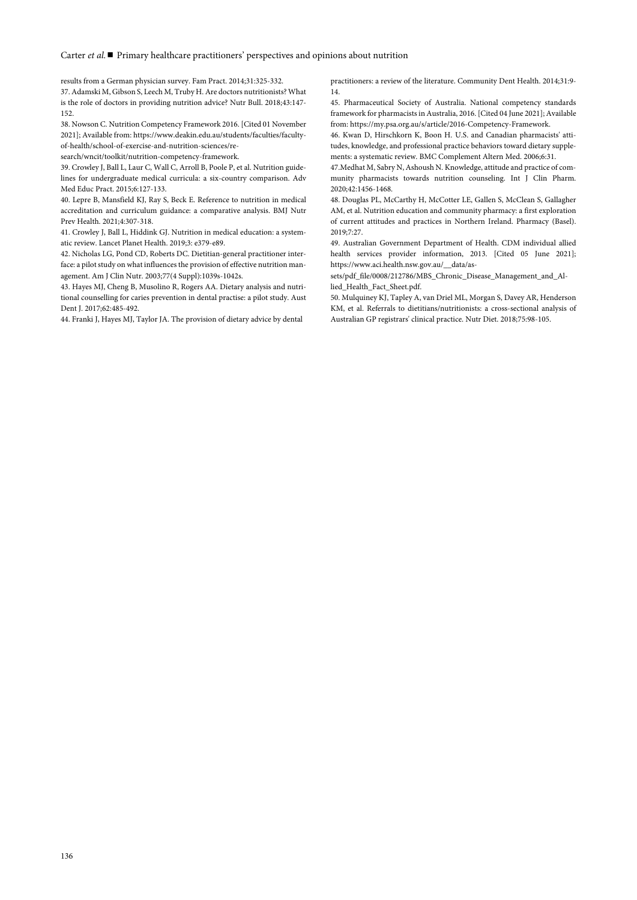results from a German physician survey. Fam Pract. 2014;31:325-332.

37. Adamski M, Gibson S, Leech M, Truby H. Are doctors nutritionists? What is the role of doctors in providing nutrition advice? Nutr Bull. 2018;43:147-152.

38. Nowson C. Nutrition Competency Framework 2016. [Cited 01 November 2021]; Available from: https://www.deakin.edu.au/students/faculties/faculty-of-health/school-of-exercise-and-nutrition-sciences/research/wncit/toolkit/nutrition-competency-framework.

39. Crowley J, Ball L, Laur C, Wall C, Arroll B, Poole P, et al. Nutrition guidelines for undergraduate medical curricula: a six-country comparison. Adv Med Educ Pract. 2015;6:127-133.

40. Lepre B, Mansfield KJ, Ray S, Beck E. Reference to nutrition in medical accreditation and curriculum guidance: a comparative analysis. BMJ Nutr Prev Health. 2021;4:307-318.

41. Crowley J, Ball L, Hiddink GJ. Nutrition in medical education: a systematic review. Lancet Planet Health. 2019;3: e379-e89.

42. Nicholas LG, Pond CD, Roberts DC. Dietitian-general practitioner interface: a pilot study on what influences the provision of effective nutrition management. Am J Clin Nutr. 2003;77(4 Suppl):1039s-1042s.

43. Hayes MJ, Cheng B, Musolino R, Rogers AA. Dietary analysis and nutritional counselling for caries prevention in dental practise: a pilot study. Aust Dent J. 2017;62:485-492.

44. Franki J, Hayes MJ, Taylor JA. The provision of dietary advice by dental practitioners: a review of the literature. Community Dent Health. 2014;31:9-14.

45. Pharmaceutical Society of Australia. National competency standards framework for pharmacists in Australia, 2016. [Cited 04 June 2021]; Available from: https://my.psa.org.au/s/article/2016-Competency-Framework.

46. Kwan D, Hirschkorn K, Boon H. U.S. and Canadian pharmacists' attitudes, knowledge, and professional practice behaviors toward dietary supplements: a systematic review. BMC Complement Altern Med. 2006;6:31.

47.Medhat M, Sabry N, Ashoush N. Knowledge, attitude and practice of community pharmacists towards nutrition counseling. Int J Clin Pharm. 2020;42:1456-1468.

48. Douglas PL, McCarthy H, McCotter LE, Gallen S, McClean S, Gallagher AM, et al. Nutrition education and community pharmacy: a first exploration of current attitudes and practices in Northern Ireland. Pharmacy (Basel). 2019;7:27.

49. Australian Government Department of Health. CDM individual allied health services provider information, 2013. [Cited 05 June 2021]; https://www.aci.health.nsw.gov.au/__data/assets/pdf_file/0008/212786/MBS_Chronic_Disease_Management_and_Allied_Health_Fact_Sheet.pdf.

50. Mulquiney KJ, Tapley A, van Driel ML, Morgan S, Davey AR, Henderson KM, et al. Referrals to dietitians/nutritionists: a cross-sectional analysis of Australian GP registrars' clinical practice. Nutr Diet. 2018;75:98-105.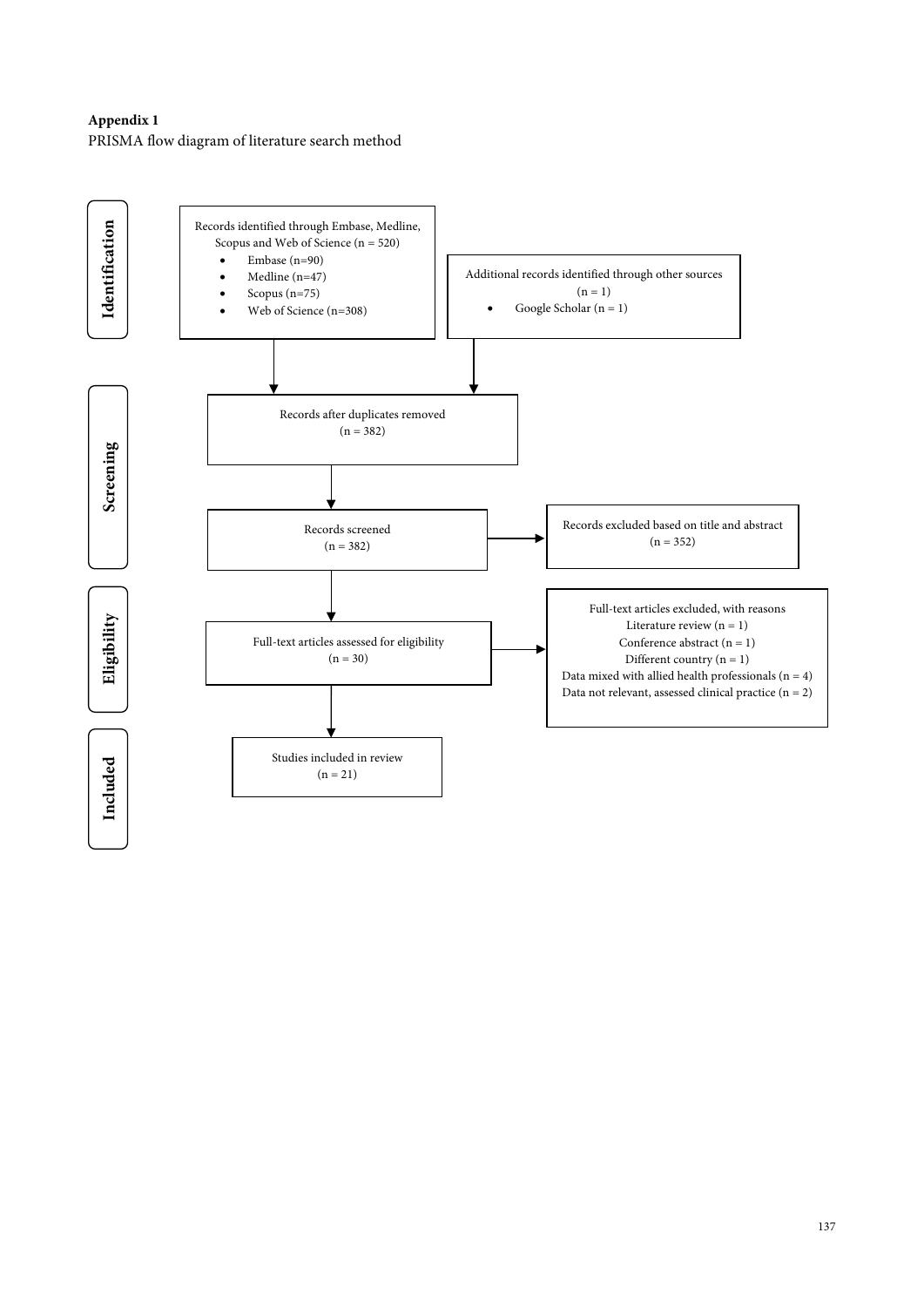**Appendix 1**

PRISMA flow diagram of literature search method

Identification

Records identified through Embase, Medline, Scopus and Web of Science (n = 520)

- Embase (n=90)
- Medline (n=47)
- Scopus (n=75)
- Web of Science (n=308)

Additional records identified through other sources (n = 1)

- Google Scholar (n = 1)

Screening

Records after duplicates removed (n = 382)

Records screened (n = 382)

Records excluded based on title and abstract (n = 352)

Eligibility

Full-text articles assessed for eligibility (n = 30)

Full-text articles excluded, with reasons
Literature review (n = 1)
Conference abstract (n = 1)
Different country (n = 1)
Data mixed with allied health professionals (n = 4)
Data not relevant, assessed clinical practice (n = 2)

Included

Studies included in review (n = 21)